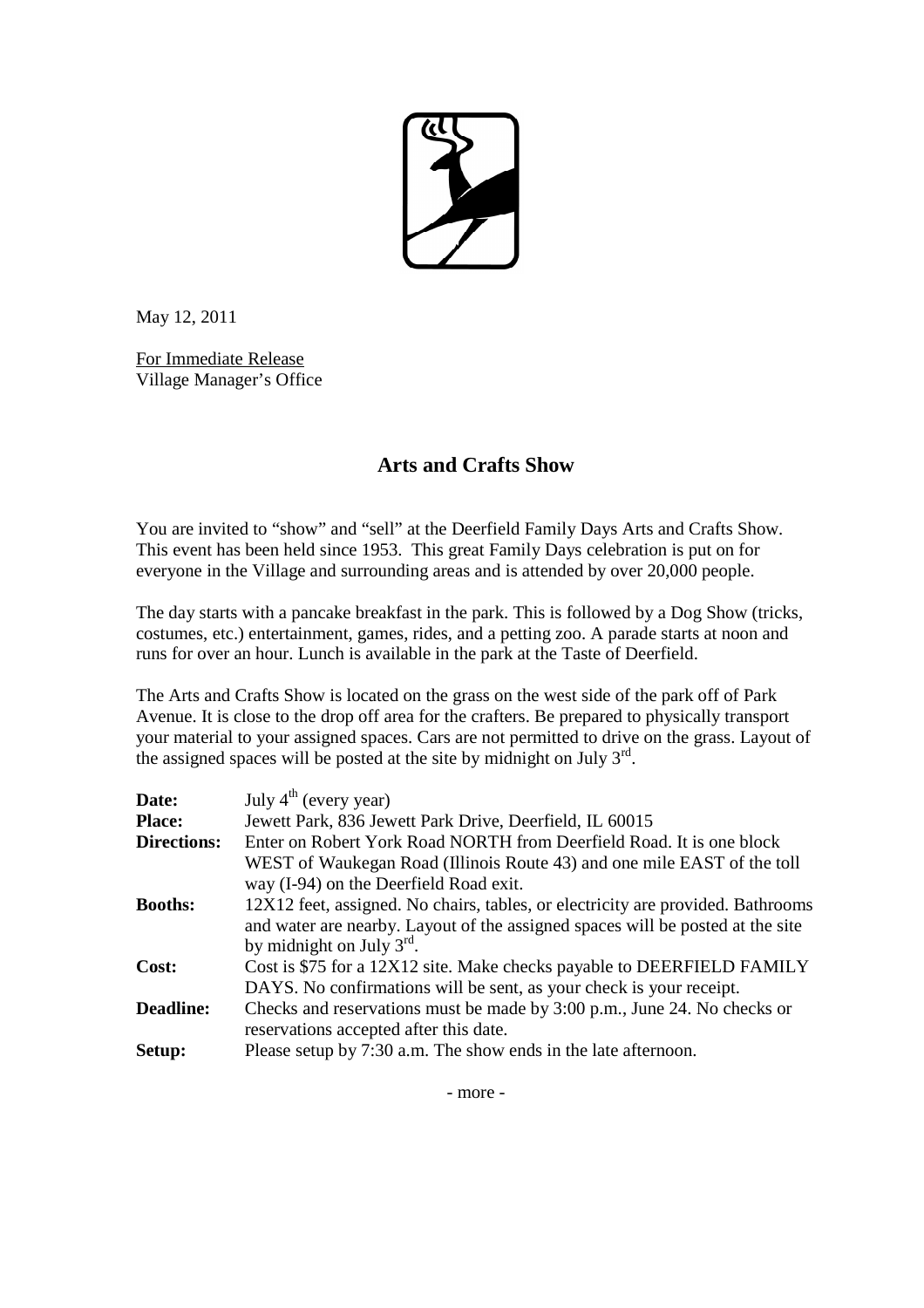May 12, 2011

For Immediate Release
Village Manager's Office

## Arts and Crafts Show

You are invited to "show" and "sell" at the Deerfield Family Days Arts and Crafts Show. This event has been held since 1953. This great Family Days celebration is put on for everyone in the Village and surrounding areas and is attended by over 20,000 people.

The day starts with a pancake breakfast in the park. This is followed by a Dog Show (tricks, costumes, etc.) entertainment, games, rides, and a petting zoo. A parade starts at noon and runs for over an hour. Lunch is available in the park at the Taste of Deerfield.

The Arts and Crafts Show is located on the grass on the west side of the park off of Park Avenue. It is close to the drop off area for the crafters. Be prepared to physically transport your material to your assigned spaces. Cars are not permitted to drive on the grass. Layout of the assigned spaces will be posted at the site by midnight on July 3rd.

| | |
|---|---|
| **Date:** | July 4th (every year) |
| **Place:** | Jewett Park, 836 Jewett Park Drive, Deerfield, IL 60015 |
| **Directions:** | Enter on Robert York Road NORTH from Deerfield Road. It is one block WEST of Waukegan Road (Illinois Route 43) and one mile EAST of the toll way (I-94) on the Deerfield Road exit. |
| **Booths:** | 12X12 feet, assigned. No chairs, tables, or electricity are provided. Bathrooms and water are nearby. Layout of the assigned spaces will be posted at the site by midnight on July 3rd. |
| **Cost:** | Cost is $75 for a 12X12 site. Make checks payable to DEERFIELD FAMILY DAYS. No confirmations will be sent, as your check is your receipt. |
| **Deadline:** | Checks and reservations must be made by 3:00 p.m., June 24. No checks or reservations accepted after this date. |
| **Setup:** | Please setup by 7:30 a.m. The show ends in the late afternoon. |

- more -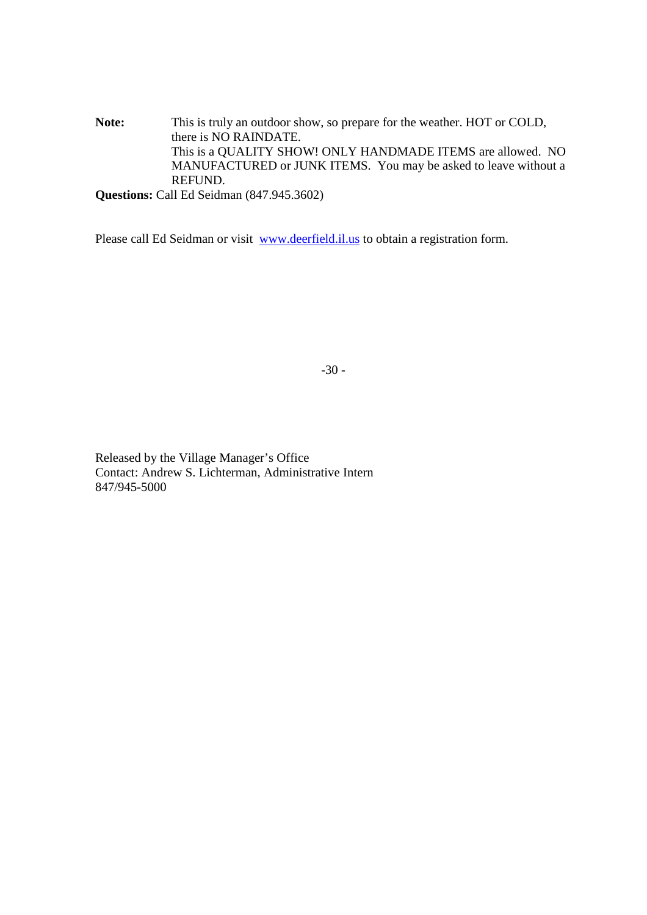**Note:** This is truly an outdoor show, so prepare for the weather. HOT or COLD, there is NO RAINDATE.
This is a QUALITY SHOW! ONLY HANDMADE ITEMS are allowed. NO MANUFACTURED or JUNK ITEMS. You may be asked to leave without a REFUND.

**Questions:** Call Ed Seidman (847.945.3602)

Please call Ed Seidman or visit [www.deerfield.il.us](http://www.deerfield.il.us) to obtain a registration form.

-30 -

Released by the Village Manager's Office
Contact: Andrew S. Lichterman, Administrative Intern
847/945-5000